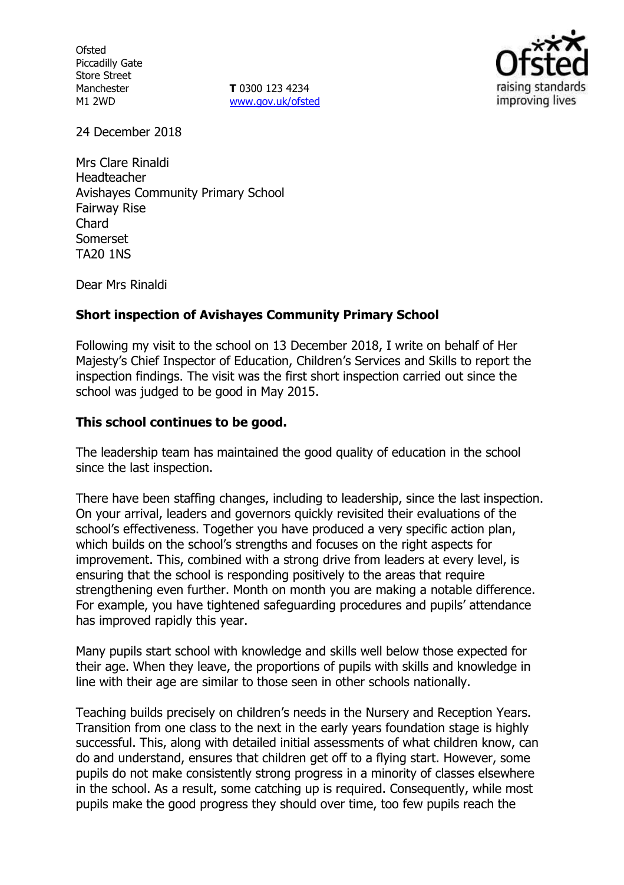Ofsted
Piccadilly Gate
Store Street
Manchester
M1 2WD

**T** 0300 123 4234
www.gov.uk/ofsted

24 December 2018

Mrs Clare Rinaldi
Headteacher
Avishayes Community Primary School
Fairway Rise
Chard
Somerset
TA20 1NS

Dear Mrs Rinaldi

**Short inspection of Avishayes Community Primary School**

Following my visit to the school on 13 December 2018, I write on behalf of Her Majesty's Chief Inspector of Education, Children's Services and Skills to report the inspection findings. The visit was the first short inspection carried out since the school was judged to be good in May 2015.

**This school continues to be good.**

The leadership team has maintained the good quality of education in the school since the last inspection.

There have been staffing changes, including to leadership, since the last inspection. On your arrival, leaders and governors quickly revisited their evaluations of the school's effectiveness. Together you have produced a very specific action plan, which builds on the school's strengths and focuses on the right aspects for improvement. This, combined with a strong drive from leaders at every level, is ensuring that the school is responding positively to the areas that require strengthening even further. Month on month you are making a notable difference. For example, you have tightened safeguarding procedures and pupils' attendance has improved rapidly this year.

Many pupils start school with knowledge and skills well below those expected for their age. When they leave, the proportions of pupils with skills and knowledge in line with their age are similar to those seen in other schools nationally.

Teaching builds precisely on children's needs in the Nursery and Reception Years. Transition from one class to the next in the early years foundation stage is highly successful. This, along with detailed initial assessments of what children know, can do and understand, ensures that children get off to a flying start. However, some pupils do not make consistently strong progress in a minority of classes elsewhere in the school. As a result, some catching up is required. Consequently, while most pupils make the good progress they should over time, too few pupils reach the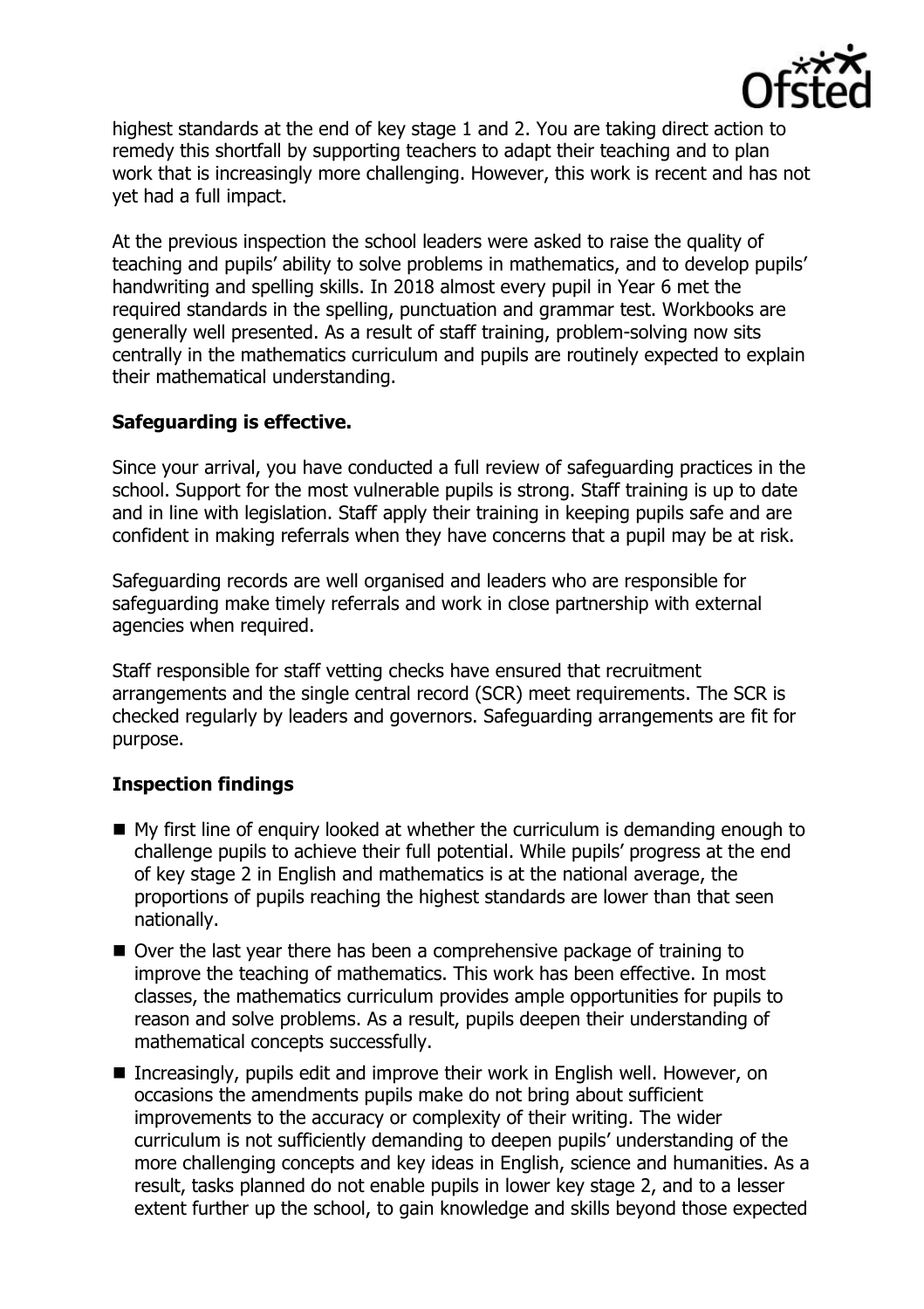highest standards at the end of key stage 1 and 2. You are taking direct action to remedy this shortfall by supporting teachers to adapt their teaching and to plan work that is increasingly more challenging. However, this work is recent and has not yet had a full impact.

At the previous inspection the school leaders were asked to raise the quality of teaching and pupils' ability to solve problems in mathematics, and to develop pupils' handwriting and spelling skills. In 2018 almost every pupil in Year 6 met the required standards in the spelling, punctuation and grammar test. Workbooks are generally well presented. As a result of staff training, problem-solving now sits centrally in the mathematics curriculum and pupils are routinely expected to explain their mathematical understanding.

## Safeguarding is effective.

Since your arrival, you have conducted a full review of safeguarding practices in the school. Support for the most vulnerable pupils is strong. Staff training is up to date and in line with legislation. Staff apply their training in keeping pupils safe and are confident in making referrals when they have concerns that a pupil may be at risk.

Safeguarding records are well organised and leaders who are responsible for safeguarding make timely referrals and work in close partnership with external agencies when required.

Staff responsible for staff vetting checks have ensured that recruitment arrangements and the single central record (SCR) meet requirements. The SCR is checked regularly by leaders and governors. Safeguarding arrangements are fit for purpose.

## Inspection findings

- My first line of enquiry looked at whether the curriculum is demanding enough to challenge pupils to achieve their full potential. While pupils' progress at the end of key stage 2 in English and mathematics is at the national average, the proportions of pupils reaching the highest standards are lower than that seen nationally.
- Over the last year there has been a comprehensive package of training to improve the teaching of mathematics. This work has been effective. In most classes, the mathematics curriculum provides ample opportunities for pupils to reason and solve problems. As a result, pupils deepen their understanding of mathematical concepts successfully.
- Increasingly, pupils edit and improve their work in English well. However, on occasions the amendments pupils make do not bring about sufficient improvements to the accuracy or complexity of their writing. The wider curriculum is not sufficiently demanding to deepen pupils' understanding of the more challenging concepts and key ideas in English, science and humanities. As a result, tasks planned do not enable pupils in lower key stage 2, and to a lesser extent further up the school, to gain knowledge and skills beyond those expected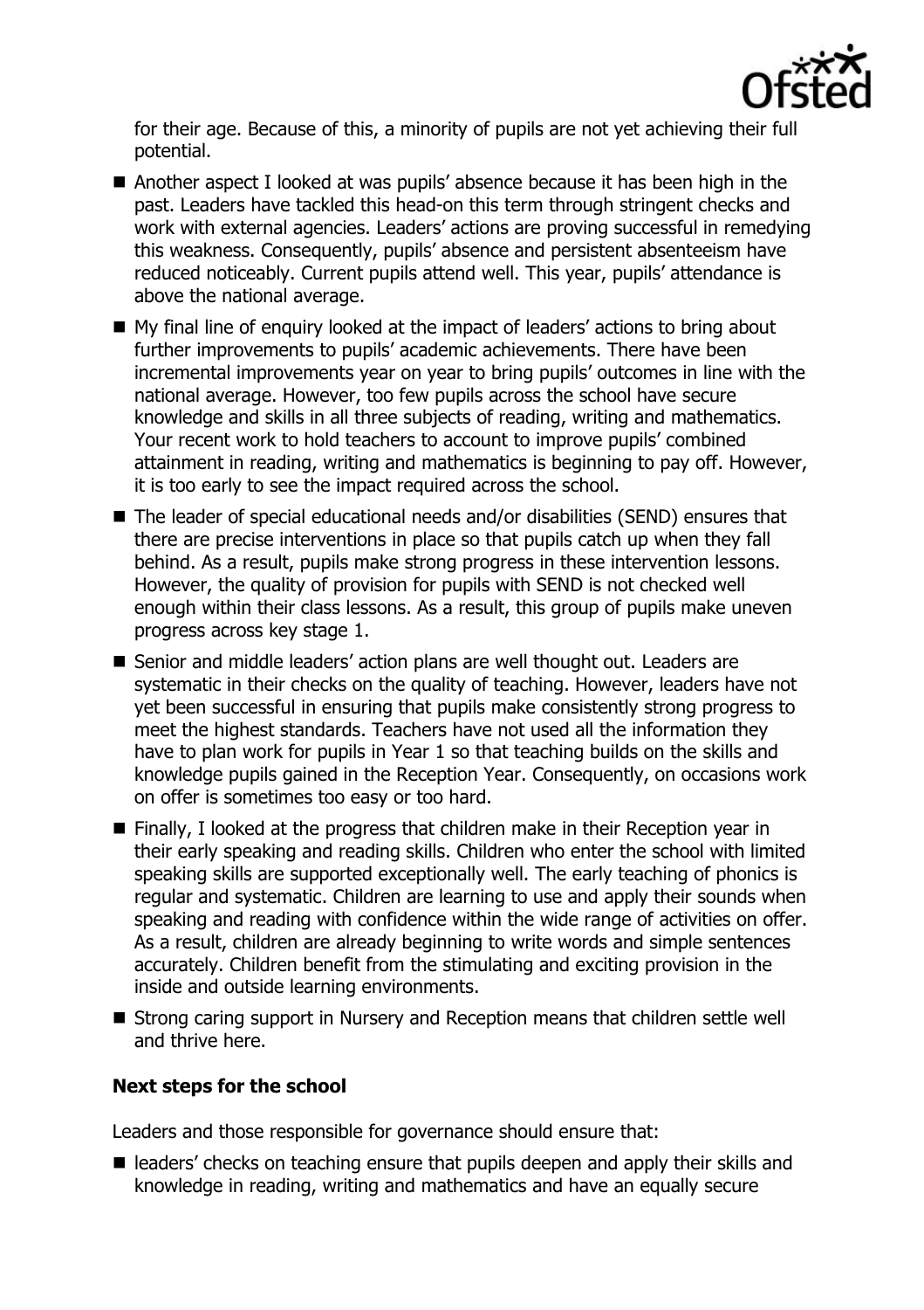for their age. Because of this, a minority of pupils are not yet achieving their full potential.

- Another aspect I looked at was pupils' absence because it has been high in the past. Leaders have tackled this head-on this term through stringent checks and work with external agencies. Leaders' actions are proving successful in remedying this weakness. Consequently, pupils' absence and persistent absenteeism have reduced noticeably. Current pupils attend well. This year, pupils' attendance is above the national average.
- My final line of enquiry looked at the impact of leaders' actions to bring about further improvements to pupils' academic achievements. There have been incremental improvements year on year to bring pupils' outcomes in line with the national average. However, too few pupils across the school have secure knowledge and skills in all three subjects of reading, writing and mathematics. Your recent work to hold teachers to account to improve pupils' combined attainment in reading, writing and mathematics is beginning to pay off. However, it is too early to see the impact required across the school.
- The leader of special educational needs and/or disabilities (SEND) ensures that there are precise interventions in place so that pupils catch up when they fall behind. As a result, pupils make strong progress in these intervention lessons. However, the quality of provision for pupils with SEND is not checked well enough within their class lessons. As a result, this group of pupils make uneven progress across key stage 1.
- Senior and middle leaders' action plans are well thought out. Leaders are systematic in their checks on the quality of teaching. However, leaders have not yet been successful in ensuring that pupils make consistently strong progress to meet the highest standards. Teachers have not used all the information they have to plan work for pupils in Year 1 so that teaching builds on the skills and knowledge pupils gained in the Reception Year. Consequently, on occasions work on offer is sometimes too easy or too hard.
- Finally, I looked at the progress that children make in their Reception year in their early speaking and reading skills. Children who enter the school with limited speaking skills are supported exceptionally well. The early teaching of phonics is regular and systematic. Children are learning to use and apply their sounds when speaking and reading with confidence within the wide range of activities on offer. As a result, children are already beginning to write words and simple sentences accurately. Children benefit from the stimulating and exciting provision in the inside and outside learning environments.
- Strong caring support in Nursery and Reception means that children settle well and thrive here.

### Next steps for the school

Leaders and those responsible for governance should ensure that:

- leaders' checks on teaching ensure that pupils deepen and apply their skills and knowledge in reading, writing and mathematics and have an equally secure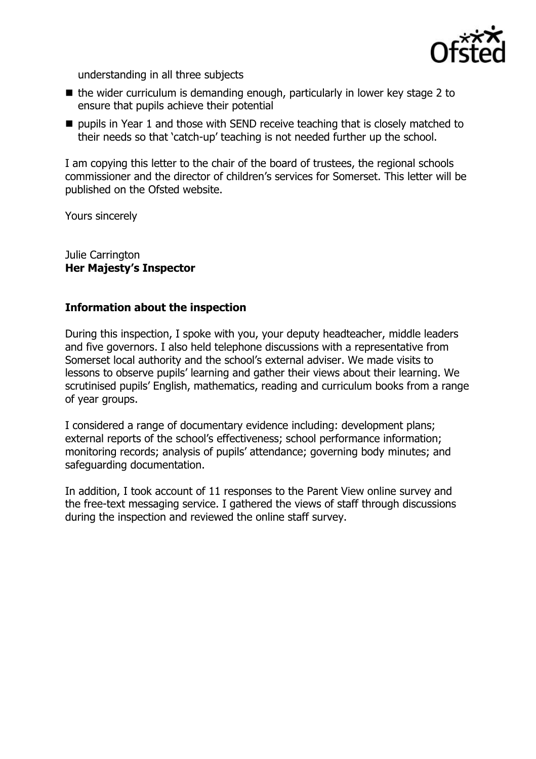understanding in all three subjects

- the wider curriculum is demanding enough, particularly in lower key stage 2 to ensure that pupils achieve their potential
- pupils in Year 1 and those with SEND receive teaching that is closely matched to their needs so that 'catch-up' teaching is not needed further up the school.

I am copying this letter to the chair of the board of trustees, the regional schools commissioner and the director of children's services for Somerset. This letter will be published on the Ofsted website.

Yours sincerely

Julie Carrington
**Her Majesty's Inspector**

## Information about the inspection

During this inspection, I spoke with you, your deputy headteacher, middle leaders and five governors. I also held telephone discussions with a representative from Somerset local authority and the school's external adviser. We made visits to lessons to observe pupils' learning and gather their views about their learning. We scrutinised pupils' English, mathematics, reading and curriculum books from a range of year groups.

I considered a range of documentary evidence including: development plans; external reports of the school's effectiveness; school performance information; monitoring records; analysis of pupils' attendance; governing body minutes; and safeguarding documentation.

In addition, I took account of 11 responses to the Parent View online survey and the free-text messaging service. I gathered the views of staff through discussions during the inspection and reviewed the online staff survey.